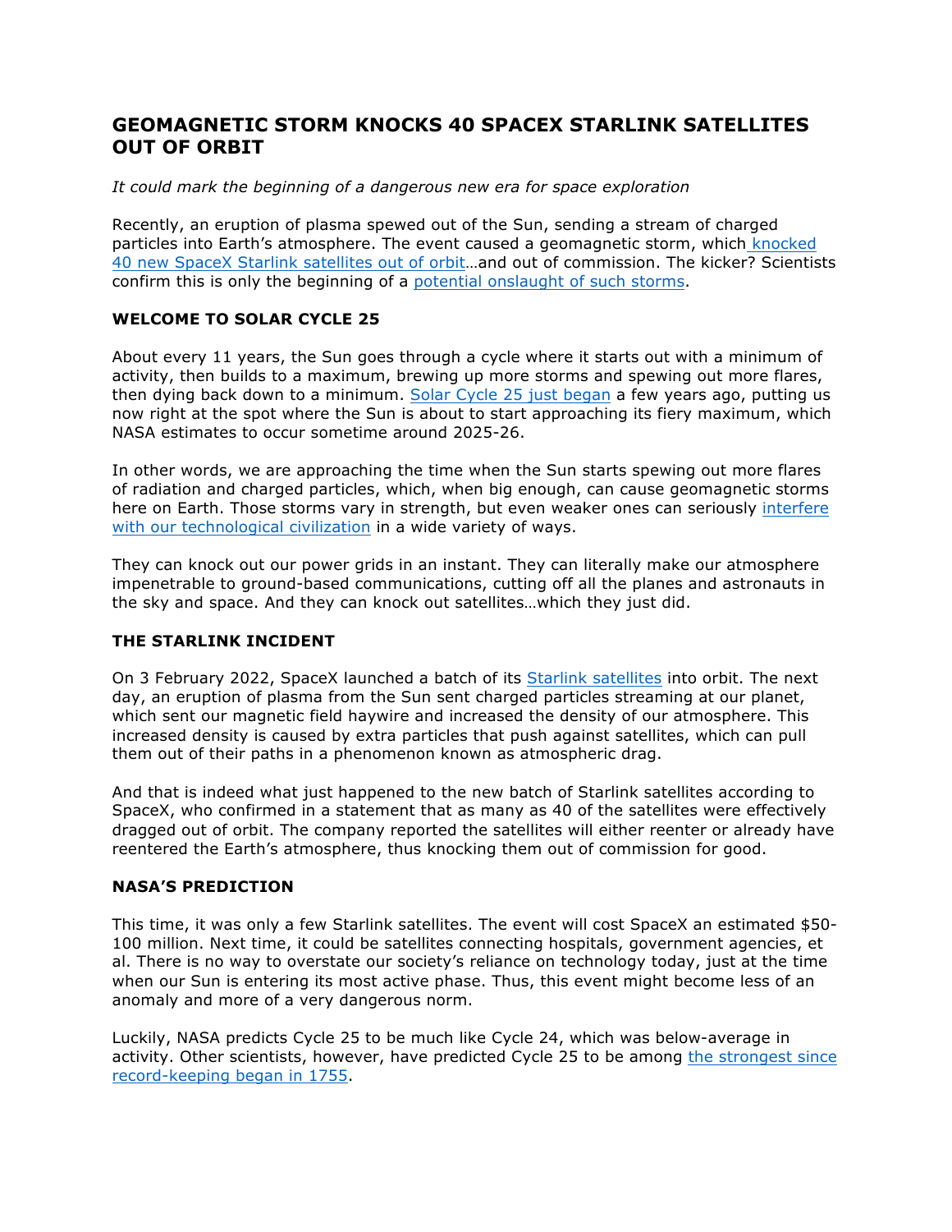# GEOMAGNETIC STORM KNOCKS 40 SPACEX STARLINK SATELLITES OUT OF ORBIT

*It could mark the beginning of a dangerous new era for space exploration*

Recently, an eruption of plasma spewed out of the Sun, sending a stream of charged particles into Earth's atmosphere. The event caused a geomagnetic storm, which knocked 40 new SpaceX Starlink satellites out of orbit…and out of commission. The kicker? Scientists confirm this is only the beginning of a potential onslaught of such storms.

## WELCOME TO SOLAR CYCLE 25

About every 11 years, the Sun goes through a cycle where it starts out with a minimum of activity, then builds to a maximum, brewing up more storms and spewing out more flares, then dying back down to a minimum. Solar Cycle 25 just began a few years ago, putting us now right at the spot where the Sun is about to start approaching its fiery maximum, which NASA estimates to occur sometime around 2025-26.

In other words, we are approaching the time when the Sun starts spewing out more flares of radiation and charged particles, which, when big enough, can cause geomagnetic storms here on Earth. Those storms vary in strength, but even weaker ones can seriously interfere with our technological civilization in a wide variety of ways.

They can knock out our power grids in an instant. They can literally make our atmosphere impenetrable to ground-based communications, cutting off all the planes and astronauts in the sky and space. And they can knock out satellites…which they just did.

## THE STARLINK INCIDENT

On 3 February 2022, SpaceX launched a batch of its Starlink satellites into orbit. The next day, an eruption of plasma from the Sun sent charged particles streaming at our planet, which sent our magnetic field haywire and increased the density of our atmosphere. This increased density is caused by extra particles that push against satellites, which can pull them out of their paths in a phenomenon known as atmospheric drag.

And that is indeed what just happened to the new batch of Starlink satellites according to SpaceX, who confirmed in a statement that as many as 40 of the satellites were effectively dragged out of orbit. The company reported the satellites will either reenter or already have reentered the Earth's atmosphere, thus knocking them out of commission for good.

## NASA'S PREDICTION

This time, it was only a few Starlink satellites. The event will cost SpaceX an estimated $50-100 million. Next time, it could be satellites connecting hospitals, government agencies, et al. There is no way to overstate our society's reliance on technology today, just at the time when our Sun is entering its most active phase. Thus, this event might become less of an anomaly and more of a very dangerous norm.

Luckily, NASA predicts Cycle 25 to be much like Cycle 24, which was below-average in activity. Other scientists, however, have predicted Cycle 25 to be among the strongest since record-keeping began in 1755.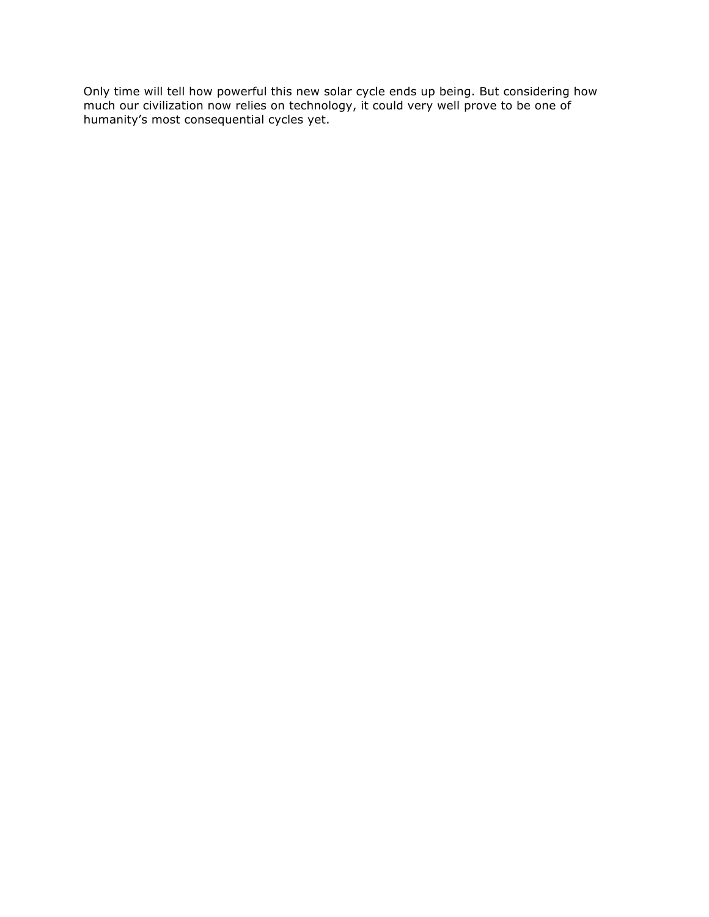Only time will tell how powerful this new solar cycle ends up being. But considering how much our civilization now relies on technology, it could very well prove to be one of humanity's most consequential cycles yet.